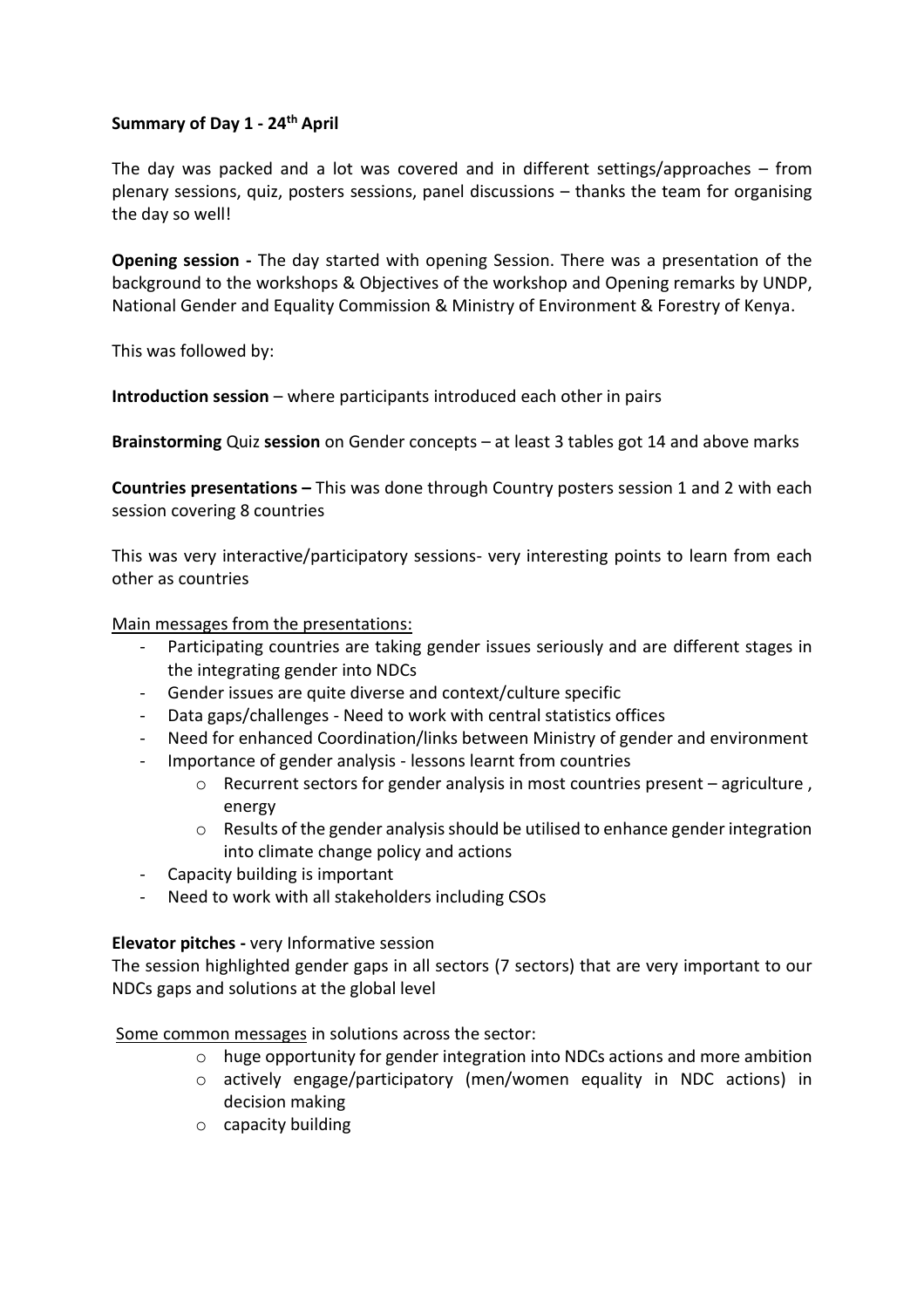**Summary of Day 1 - 24th April**

The day was packed and a lot was covered and in different settings/approaches – from plenary sessions, quiz, posters sessions, panel discussions – thanks the team for organising the day so well!

**Opening session -** The day started with opening Session. There was a presentation of the background to the workshops & Objectives of the workshop and Opening remarks by UNDP, National Gender and Equality Commission & Ministry of Environment & Forestry of Kenya.

This was followed by:

**Introduction session** – where participants introduced each other in pairs

**Brainstorming** Quiz **session** on Gender concepts – at least 3 tables got 14 and above marks

**Countries presentations –** This was done through Country posters session 1 and 2 with each session covering 8 countries

This was very interactive/participatory sessions- very interesting points to learn from each other as countries

Main messages from the presentations:

- Participating countries are taking gender issues seriously and are different stages in the integrating gender into NDCs
- Gender issues are quite diverse and context/culture specific
- Data gaps/challenges - Need to work with central statistics offices
- Need for enhanced Coordination/links between Ministry of gender and environment
- Importance of gender analysis - lessons learnt from countries
    - Recurrent sectors for gender analysis in most countries present – agriculture , energy
    - Results of the gender analysis should be utilised to enhance gender integration into climate change policy and actions
- Capacity building is important
- Need to work with all stakeholders including CSOs

**Elevator pitches -** very Informative session

The session highlighted gender gaps in all sectors (7 sectors) that are very important to our NDCs gaps and solutions at the global level

Some common messages in solutions across the sector:

- huge opportunity for gender integration into NDCs actions and more ambition
- actively engage/participatory (men/women equality in NDC actions) in decision making
- capacity building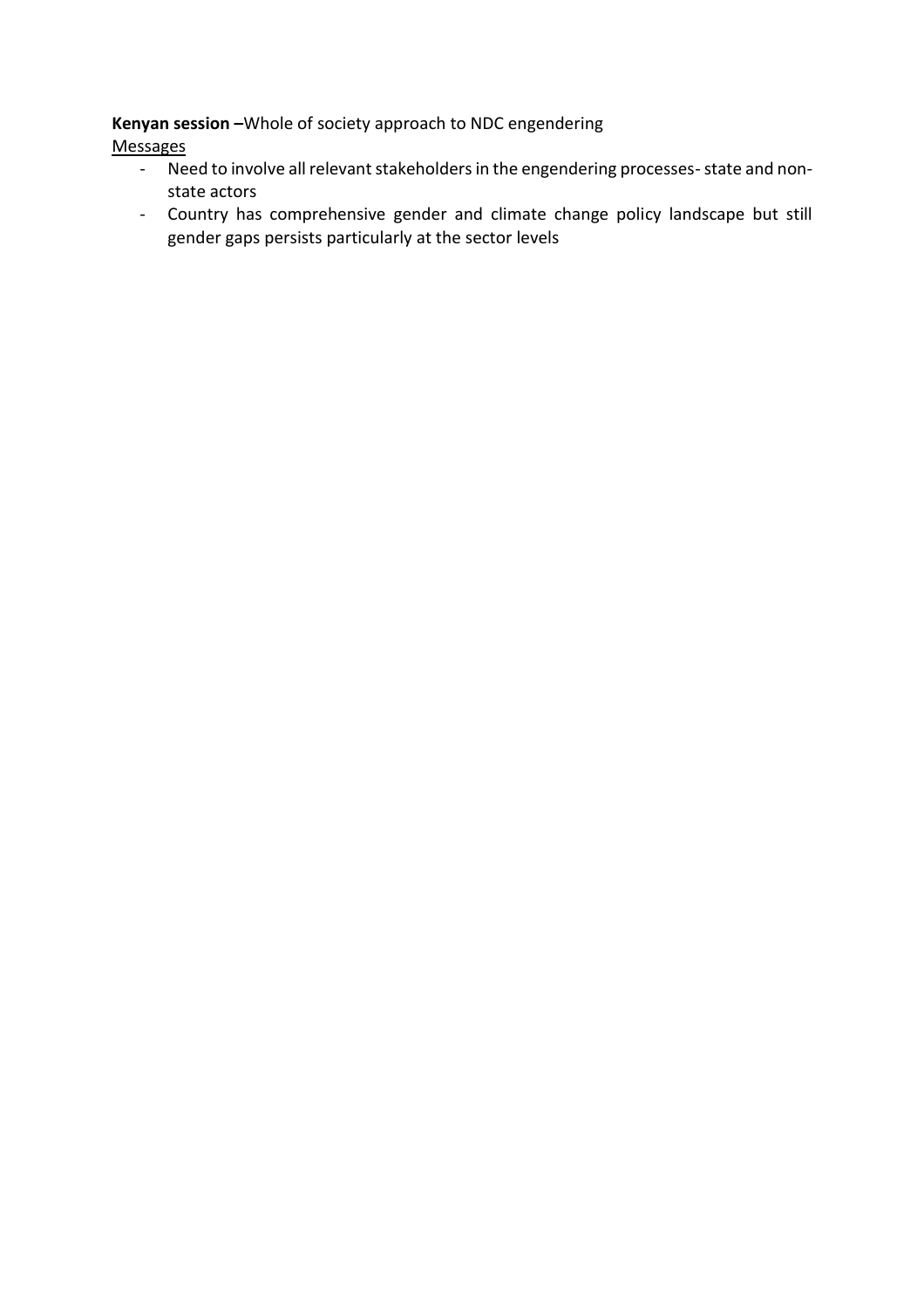**Kenyan session –**Whole of society approach to NDC engendering

<u>Messages</u>

- Need to involve all relevant stakeholders in the engendering processes- state and non-state actors
- Country has comprehensive gender and climate change policy landscape but still gender gaps persists particularly at the sector levels